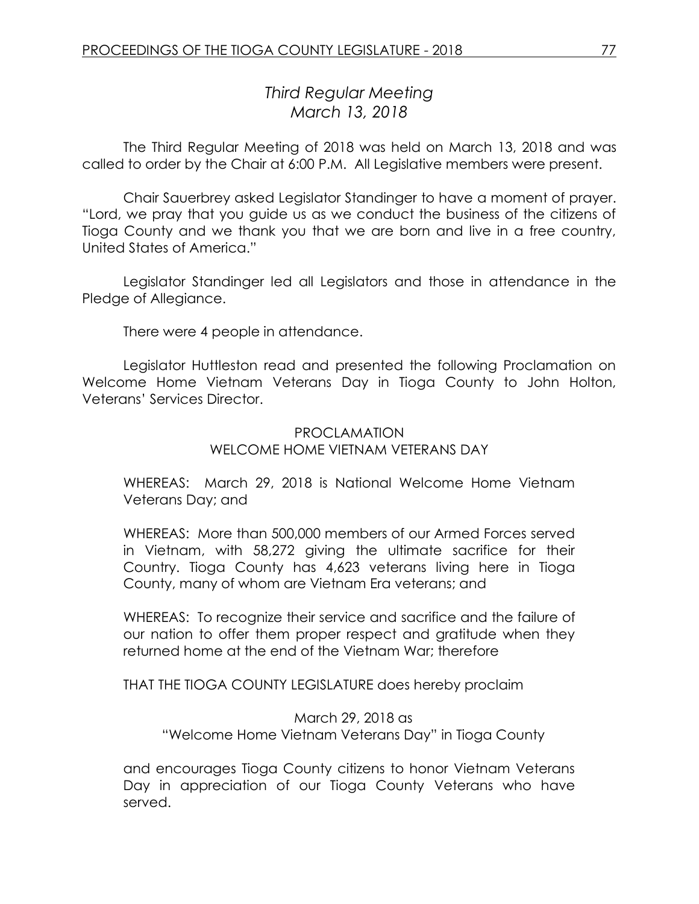# *Third Regular Meeting*
# *March 13, 2018*

The Third Regular Meeting of 2018 was held on March 13, 2018 and was called to order by the Chair at 6:00 P.M. All Legislative members were present.

Chair Sauerbrey asked Legislator Standinger to have a moment of prayer. "Lord, we pray that you guide us as we conduct the business of the citizens of Tioga County and we thank you that we are born and live in a free country, United States of America."

Legislator Standinger led all Legislators and those in attendance in the Pledge of Allegiance.

There were 4 people in attendance.

Legislator Huttleston read and presented the following Proclamation on Welcome Home Vietnam Veterans Day in Tioga County to John Holton, Veterans' Services Director.

PROCLAMATION
WELCOME HOME VIETNAM VETERANS DAY

WHEREAS: March 29, 2018 is National Welcome Home Vietnam Veterans Day; and

WHEREAS: More than 500,000 members of our Armed Forces served in Vietnam, with 58,272 giving the ultimate sacrifice for their Country. Tioga County has 4,623 veterans living here in Tioga County, many of whom are Vietnam Era veterans; and

WHEREAS: To recognize their service and sacrifice and the failure of our nation to offer them proper respect and gratitude when they returned home at the end of the Vietnam War; therefore

THAT THE TIOGA COUNTY LEGISLATURE does hereby proclaim

March 29, 2018 as
"Welcome Home Vietnam Veterans Day" in Tioga County

and encourages Tioga County citizens to honor Vietnam Veterans Day in appreciation of our Tioga County Veterans who have served.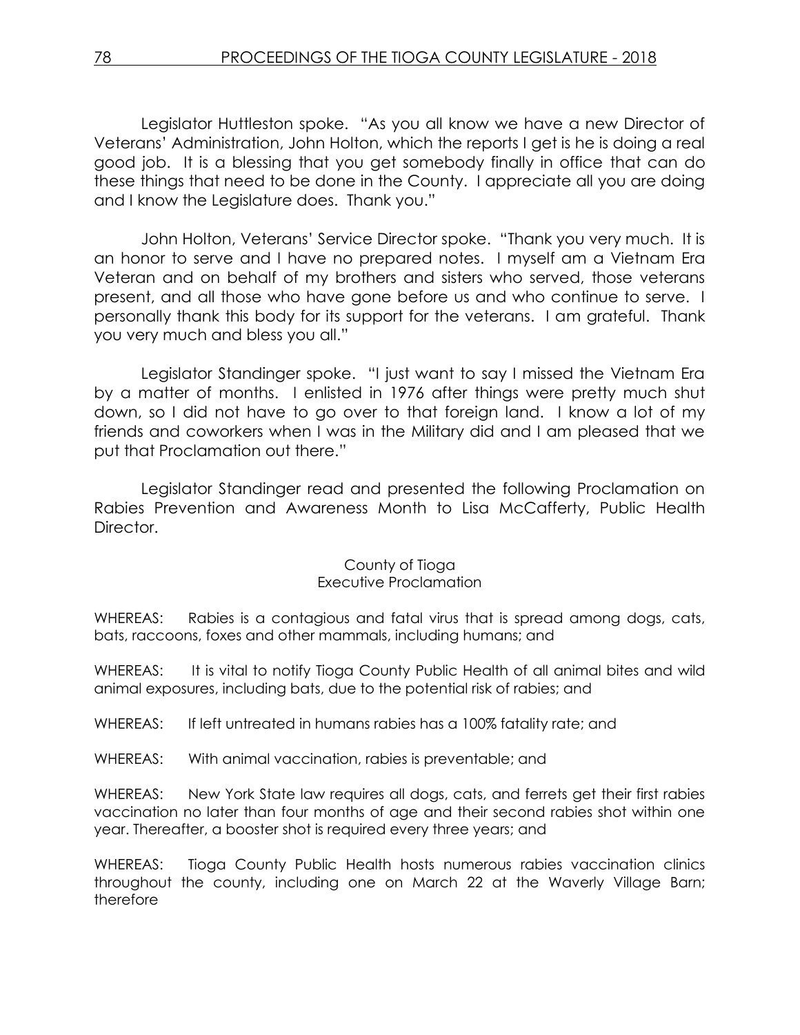Legislator Huttleston spoke. "As you all know we have a new Director of Veterans' Administration, John Holton, which the reports I get is he is doing a real good job. It is a blessing that you get somebody finally in office that can do these things that need to be done in the County. I appreciate all you are doing and I know the Legislature does. Thank you."

John Holton, Veterans' Service Director spoke. "Thank you very much. It is an honor to serve and I have no prepared notes. I myself am a Vietnam Era Veteran and on behalf of my brothers and sisters who served, those veterans present, and all those who have gone before us and who continue to serve. I personally thank this body for its support for the veterans. I am grateful. Thank you very much and bless you all."

Legislator Standinger spoke. "I just want to say I missed the Vietnam Era by a matter of months. I enlisted in 1976 after things were pretty much shut down, so I did not have to go over to that foreign land. I know a lot of my friends and coworkers when I was in the Military did and I am pleased that we put that Proclamation out there."

Legislator Standinger read and presented the following Proclamation on Rabies Prevention and Awareness Month to Lisa McCafferty, Public Health Director.

County of Tioga
Executive Proclamation

WHEREAS: Rabies is a contagious and fatal virus that is spread among dogs, cats, bats, raccoons, foxes and other mammals, including humans; and

WHEREAS: It is vital to notify Tioga County Public Health of all animal bites and wild animal exposures, including bats, due to the potential risk of rabies; and

WHEREAS: If left untreated in humans rabies has a 100% fatality rate; and

WHEREAS: With animal vaccination, rabies is preventable; and

WHEREAS: New York State law requires all dogs, cats, and ferrets get their first rabies vaccination no later than four months of age and their second rabies shot within one year. Thereafter, a booster shot is required every three years; and

WHEREAS: Tioga County Public Health hosts numerous rabies vaccination clinics throughout the county, including one on March 22 at the Waverly Village Barn; therefore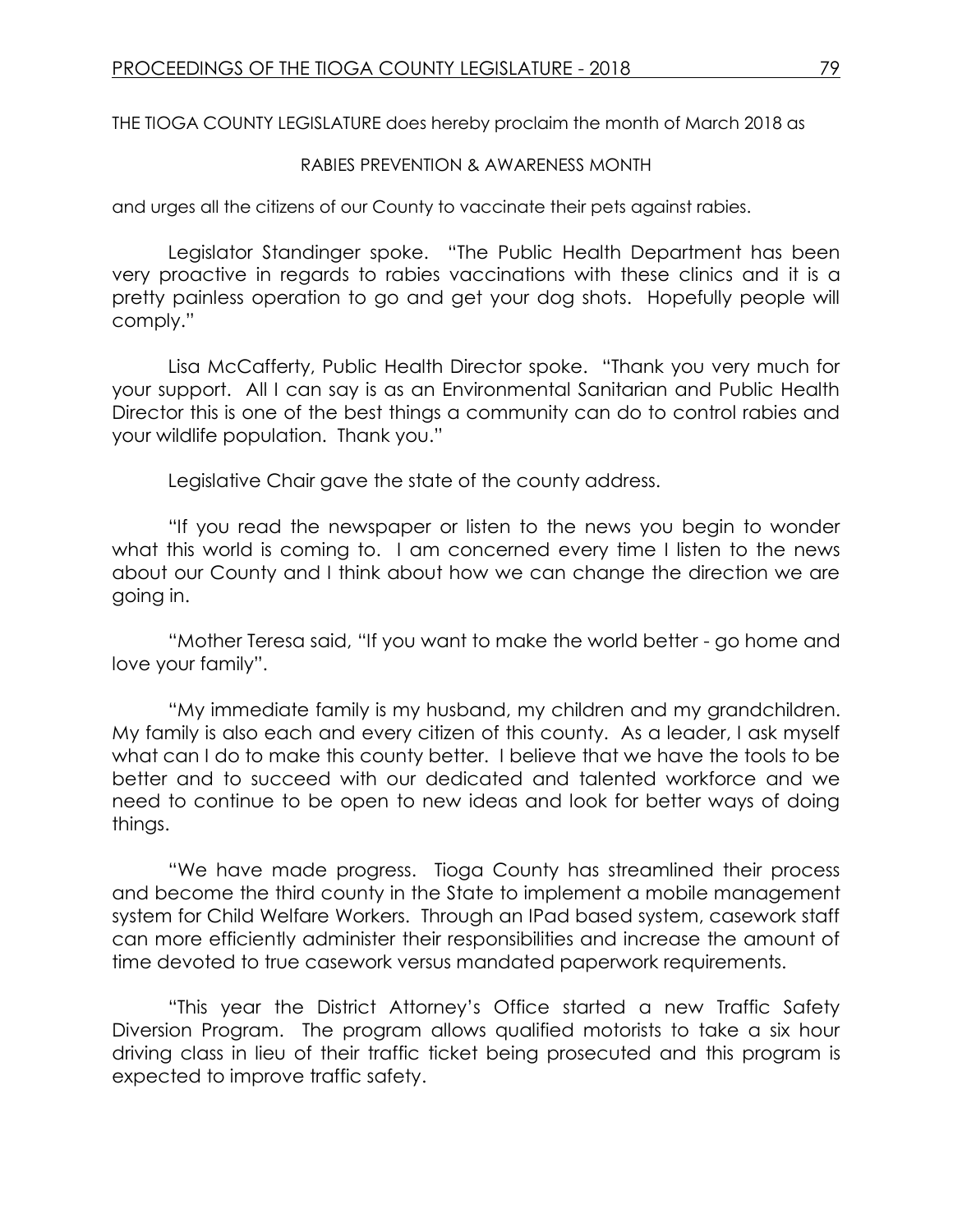THE TIOGA COUNTY LEGISLATURE does hereby proclaim the month of March 2018 as

RABIES PREVENTION & AWARENESS MONTH

and urges all the citizens of our County to vaccinate their pets against rabies.

Legislator Standinger spoke. "The Public Health Department has been very proactive in regards to rabies vaccinations with these clinics and it is a pretty painless operation to go and get your dog shots. Hopefully people will comply."

Lisa McCafferty, Public Health Director spoke. "Thank you very much for your support. All I can say is as an Environmental Sanitarian and Public Health Director this is one of the best things a community can do to control rabies and your wildlife population. Thank you."

Legislative Chair gave the state of the county address.

"If you read the newspaper or listen to the news you begin to wonder what this world is coming to. I am concerned every time I listen to the news about our County and I think about how we can change the direction we are going in.

"Mother Teresa said, "If you want to make the world better - go home and love your family".

"My immediate family is my husband, my children and my grandchildren. My family is also each and every citizen of this county. As a leader, I ask myself what can I do to make this county better. I believe that we have the tools to be better and to succeed with our dedicated and talented workforce and we need to continue to be open to new ideas and look for better ways of doing things.

"We have made progress. Tioga County has streamlined their process and become the third county in the State to implement a mobile management system for Child Welfare Workers. Through an IPad based system, casework staff can more efficiently administer their responsibilities and increase the amount of time devoted to true casework versus mandated paperwork requirements.

"This year the District Attorney's Office started a new Traffic Safety Diversion Program. The program allows qualified motorists to take a six hour driving class in lieu of their traffic ticket being prosecuted and this program is expected to improve traffic safety.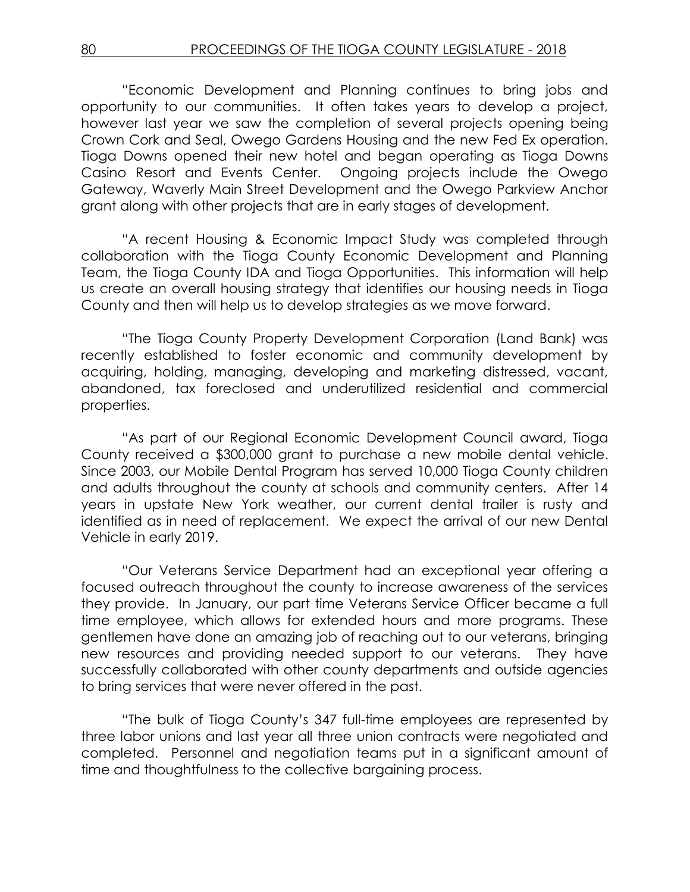"Economic Development and Planning continues to bring jobs and opportunity to our communities. It often takes years to develop a project, however last year we saw the completion of several projects opening being Crown Cork and Seal, Owego Gardens Housing and the new Fed Ex operation. Tioga Downs opened their new hotel and began operating as Tioga Downs Casino Resort and Events Center. Ongoing projects include the Owego Gateway, Waverly Main Street Development and the Owego Parkview Anchor grant along with other projects that are in early stages of development.

"A recent Housing & Economic Impact Study was completed through collaboration with the Tioga County Economic Development and Planning Team, the Tioga County IDA and Tioga Opportunities. This information will help us create an overall housing strategy that identifies our housing needs in Tioga County and then will help us to develop strategies as we move forward.

"The Tioga County Property Development Corporation (Land Bank) was recently established to foster economic and community development by acquiring, holding, managing, developing and marketing distressed, vacant, abandoned, tax foreclosed and underutilized residential and commercial properties.

"As part of our Regional Economic Development Council award, Tioga County received a $300,000 grant to purchase a new mobile dental vehicle. Since 2003, our Mobile Dental Program has served 10,000 Tioga County children and adults throughout the county at schools and community centers. After 14 years in upstate New York weather, our current dental trailer is rusty and identified as in need of replacement. We expect the arrival of our new Dental Vehicle in early 2019.

"Our Veterans Service Department had an exceptional year offering a focused outreach throughout the county to increase awareness of the services they provide. In January, our part time Veterans Service Officer became a full time employee, which allows for extended hours and more programs. These gentlemen have done an amazing job of reaching out to our veterans, bringing new resources and providing needed support to our veterans. They have successfully collaborated with other county departments and outside agencies to bring services that were never offered in the past.

"The bulk of Tioga County's 347 full-time employees are represented by three labor unions and last year all three union contracts were negotiated and completed. Personnel and negotiation teams put in a significant amount of time and thoughtfulness to the collective bargaining process.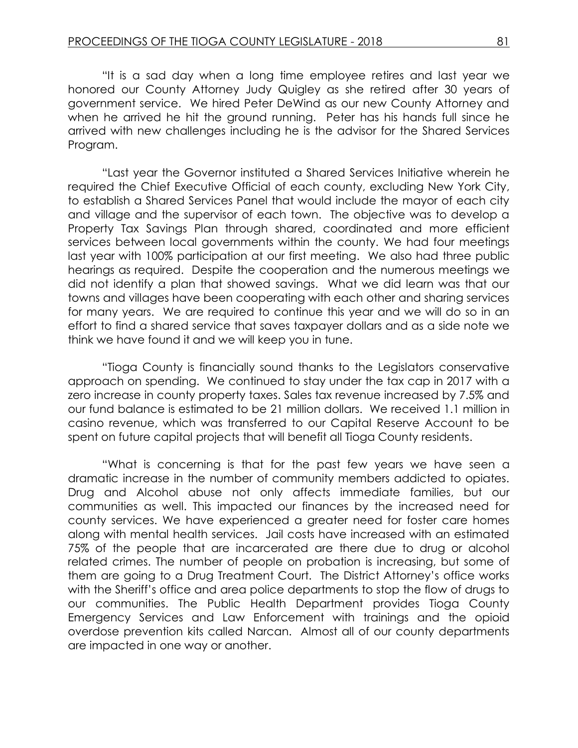"It is a sad day when a long time employee retires and last year we honored our County Attorney Judy Quigley as she retired after 30 years of government service. We hired Peter DeWind as our new County Attorney and when he arrived he hit the ground running. Peter has his hands full since he arrived with new challenges including he is the advisor for the Shared Services Program.

"Last year the Governor instituted a Shared Services Initiative wherein he required the Chief Executive Official of each county, excluding New York City, to establish a Shared Services Panel that would include the mayor of each city and village and the supervisor of each town. The objective was to develop a Property Tax Savings Plan through shared, coordinated and more efficient services between local governments within the county. We had four meetings last year with 100% participation at our first meeting. We also had three public hearings as required. Despite the cooperation and the numerous meetings we did not identify a plan that showed savings. What we did learn was that our towns and villages have been cooperating with each other and sharing services for many years. We are required to continue this year and we will do so in an effort to find a shared service that saves taxpayer dollars and as a side note we think we have found it and we will keep you in tune.

"Tioga County is financially sound thanks to the Legislators conservative approach on spending. We continued to stay under the tax cap in 2017 with a zero increase in county property taxes. Sales tax revenue increased by 7.5% and our fund balance is estimated to be 21 million dollars. We received 1.1 million in casino revenue, which was transferred to our Capital Reserve Account to be spent on future capital projects that will benefit all Tioga County residents.

"What is concerning is that for the past few years we have seen a dramatic increase in the number of community members addicted to opiates. Drug and Alcohol abuse not only affects immediate families, but our communities as well. This impacted our finances by the increased need for county services. We have experienced a greater need for foster care homes along with mental health services. Jail costs have increased with an estimated 75% of the people that are incarcerated are there due to drug or alcohol related crimes. The number of people on probation is increasing, but some of them are going to a Drug Treatment Court. The District Attorney's office works with the Sheriff's office and area police departments to stop the flow of drugs to our communities. The Public Health Department provides Tioga County Emergency Services and Law Enforcement with trainings and the opioid overdose prevention kits called Narcan. Almost all of our county departments are impacted in one way or another.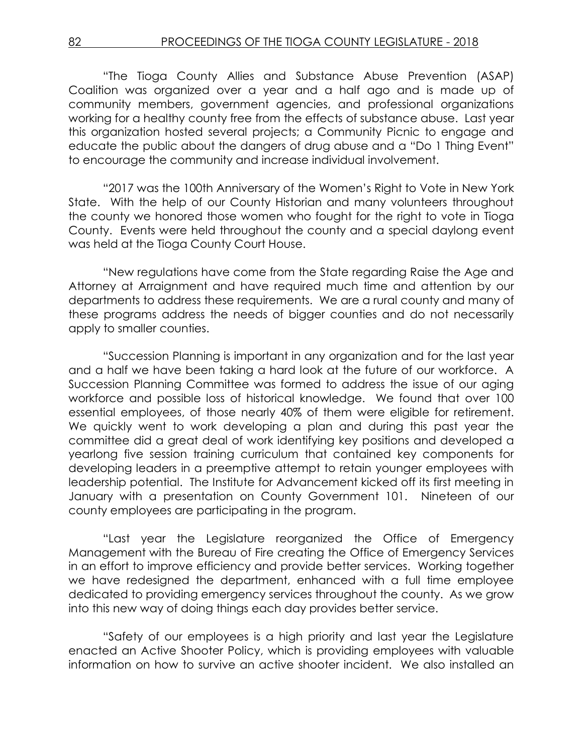"The Tioga County Allies and Substance Abuse Prevention (ASAP) Coalition was organized over a year and a half ago and is made up of community members, government agencies, and professional organizations working for a healthy county free from the effects of substance abuse. Last year this organization hosted several projects; a Community Picnic to engage and educate the public about the dangers of drug abuse and a "Do 1 Thing Event" to encourage the community and increase individual involvement.

"2017 was the 100th Anniversary of the Women's Right to Vote in New York State. With the help of our County Historian and many volunteers throughout the county we honored those women who fought for the right to vote in Tioga County. Events were held throughout the county and a special daylong event was held at the Tioga County Court House.

"New regulations have come from the State regarding Raise the Age and Attorney at Arraignment and have required much time and attention by our departments to address these requirements. We are a rural county and many of these programs address the needs of bigger counties and do not necessarily apply to smaller counties.

"Succession Planning is important in any organization and for the last year and a half we have been taking a hard look at the future of our workforce. A Succession Planning Committee was formed to address the issue of our aging workforce and possible loss of historical knowledge. We found that over 100 essential employees, of those nearly 40% of them were eligible for retirement. We quickly went to work developing a plan and during this past year the committee did a great deal of work identifying key positions and developed a yearlong five session training curriculum that contained key components for developing leaders in a preemptive attempt to retain younger employees with leadership potential. The Institute for Advancement kicked off its first meeting in January with a presentation on County Government 101. Nineteen of our county employees are participating in the program.

"Last year the Legislature reorganized the Office of Emergency Management with the Bureau of Fire creating the Office of Emergency Services in an effort to improve efficiency and provide better services. Working together we have redesigned the department, enhanced with a full time employee dedicated to providing emergency services throughout the county. As we grow into this new way of doing things each day provides better service.

"Safety of our employees is a high priority and last year the Legislature enacted an Active Shooter Policy, which is providing employees with valuable information on how to survive an active shooter incident. We also installed an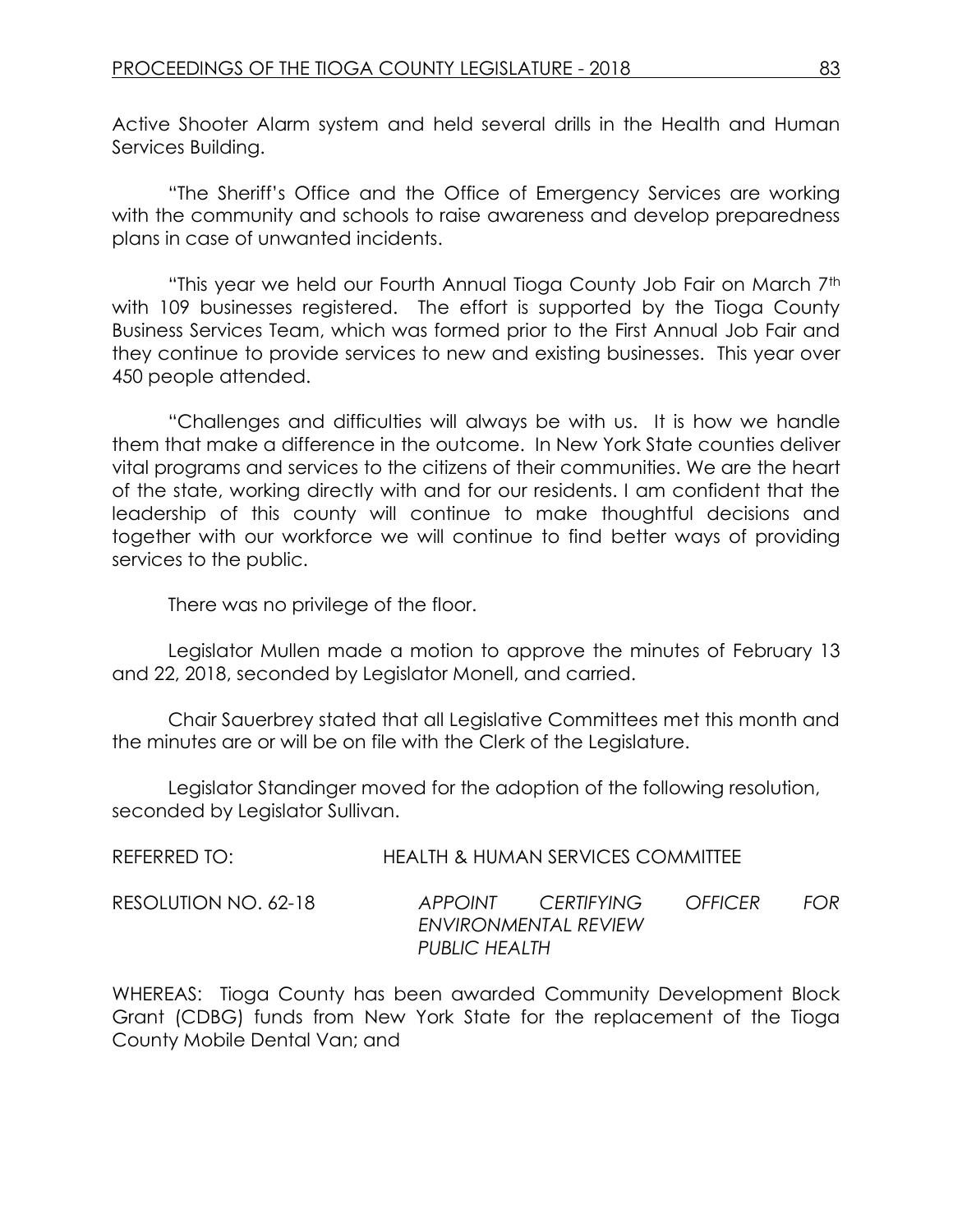Active Shooter Alarm system and held several drills in the Health and Human Services Building.

"The Sheriff's Office and the Office of Emergency Services are working with the community and schools to raise awareness and develop preparedness plans in case of unwanted incidents.

"This year we held our Fourth Annual Tioga County Job Fair on March 7th with 109 businesses registered. The effort is supported by the Tioga County Business Services Team, which was formed prior to the First Annual Job Fair and they continue to provide services to new and existing businesses. This year over 450 people attended.

"Challenges and difficulties will always be with us. It is how we handle them that make a difference in the outcome. In New York State counties deliver vital programs and services to the citizens of their communities. We are the heart of the state, working directly with and for our residents. I am confident that the leadership of this county will continue to make thoughtful decisions and together with our workforce we will continue to find better ways of providing services to the public.

There was no privilege of the floor.

Legislator Mullen made a motion to approve the minutes of February 13 and 22, 2018, seconded by Legislator Monell, and carried.

Chair Sauerbrey stated that all Legislative Committees met this month and the minutes are or will be on file with the Clerk of the Legislature.

Legislator Standinger moved for the adoption of the following resolution, seconded by Legislator Sullivan.

REFERRED TO: HEALTH & HUMAN SERVICES COMMITTEE

RESOLUTION NO. 62-18 *APPOINT CERTIFYING OFFICER FOR ENVIRONMENTAL REVIEW PUBLIC HEALTH*

WHEREAS: Tioga County has been awarded Community Development Block Grant (CDBG) funds from New York State for the replacement of the Tioga County Mobile Dental Van; and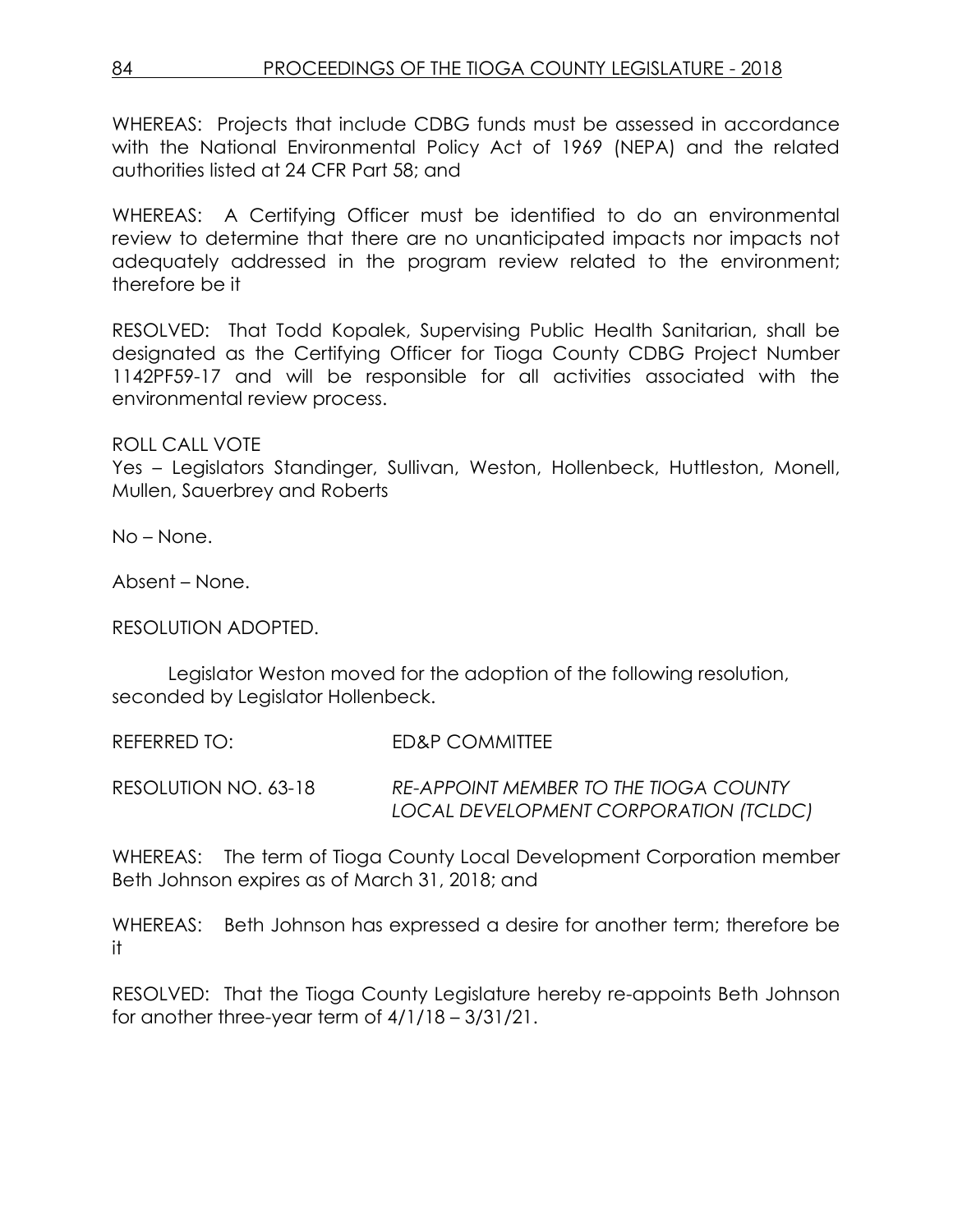WHEREAS: Projects that include CDBG funds must be assessed in accordance with the National Environmental Policy Act of 1969 (NEPA) and the related authorities listed at 24 CFR Part 58; and

WHEREAS: A Certifying Officer must be identified to do an environmental review to determine that there are no unanticipated impacts nor impacts not adequately addressed in the program review related to the environment; therefore be it

RESOLVED: That Todd Kopalek, Supervising Public Health Sanitarian, shall be designated as the Certifying Officer for Tioga County CDBG Project Number 1142PF59-17 and will be responsible for all activities associated with the environmental review process.

ROLL CALL VOTE
Yes – Legislators Standinger, Sullivan, Weston, Hollenbeck, Huttleston, Monell, Mullen, Sauerbrey and Roberts

No – None.

Absent – None.

RESOLUTION ADOPTED.

Legislator Weston moved for the adoption of the following resolution, seconded by Legislator Hollenbeck.

REFERRED TO: ED&P COMMITTEE

RESOLUTION NO. 63-18 *RE-APPOINT MEMBER TO THE TIOGA COUNTY LOCAL DEVELOPMENT CORPORATION (TCLDC)*

WHEREAS: The term of Tioga County Local Development Corporation member Beth Johnson expires as of March 31, 2018; and

WHEREAS: Beth Johnson has expressed a desire for another term; therefore be it

RESOLVED: That the Tioga County Legislature hereby re-appoints Beth Johnson for another three-year term of 4/1/18 – 3/31/21.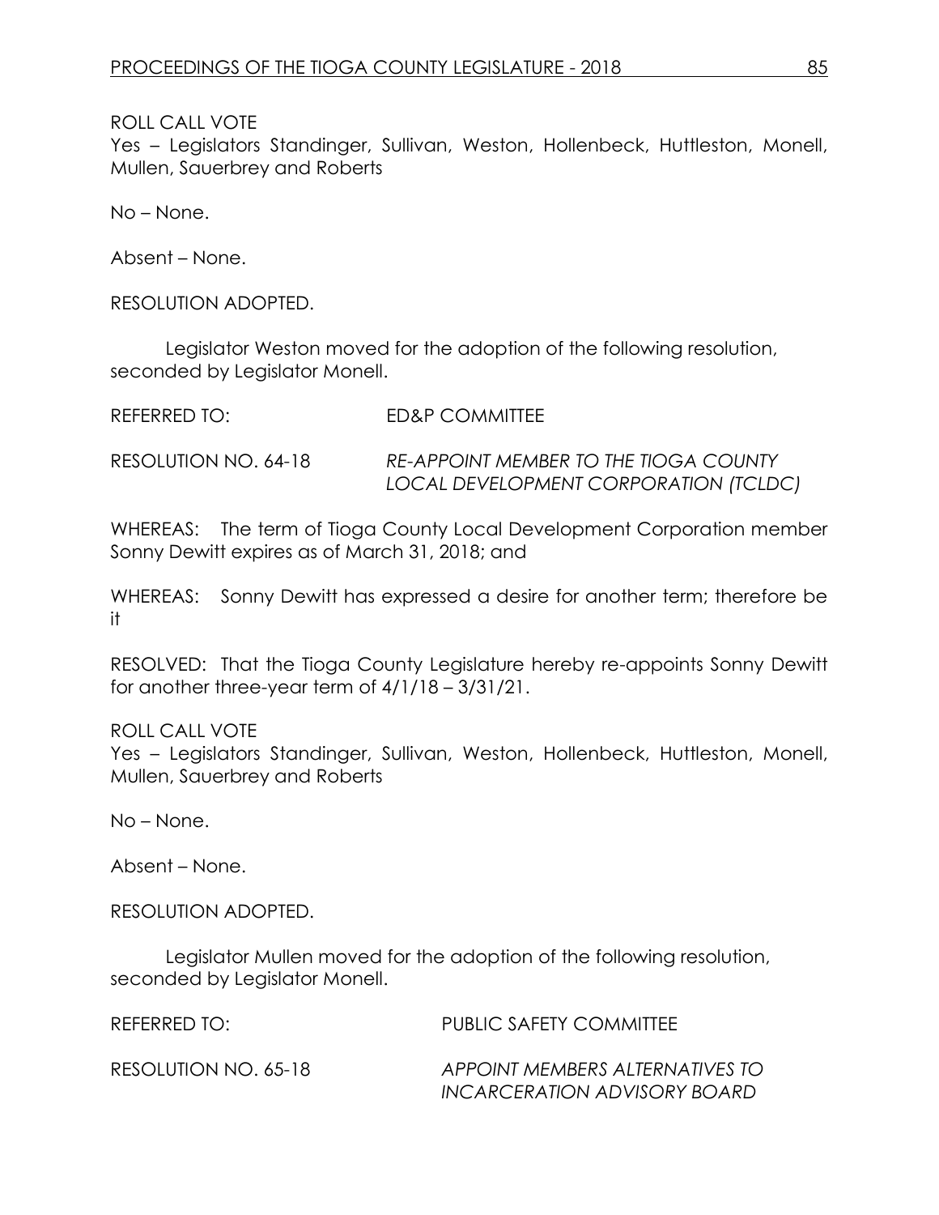ROLL CALL VOTE
Yes – Legislators Standinger, Sullivan, Weston, Hollenbeck, Huttleston, Monell, Mullen, Sauerbrey and Roberts

No – None.

Absent – None.

RESOLUTION ADOPTED.

Legislator Weston moved for the adoption of the following resolution, seconded by Legislator Monell.

REFERRED TO: ED&P COMMITTEE

RESOLUTION NO. 64-18 *RE-APPOINT MEMBER TO THE TIOGA COUNTY LOCAL DEVELOPMENT CORPORATION (TCLDC)*

WHEREAS: The term of Tioga County Local Development Corporation member Sonny Dewitt expires as of March 31, 2018; and

WHEREAS: Sonny Dewitt has expressed a desire for another term; therefore be it

RESOLVED: That the Tioga County Legislature hereby re-appoints Sonny Dewitt for another three-year term of 4/1/18 – 3/31/21.

ROLL CALL VOTE
Yes – Legislators Standinger, Sullivan, Weston, Hollenbeck, Huttleston, Monell, Mullen, Sauerbrey and Roberts

No – None.

Absent – None.

RESOLUTION ADOPTED.

Legislator Mullen moved for the adoption of the following resolution, seconded by Legislator Monell.

REFERRED TO: PUBLIC SAFETY COMMITTEE

RESOLUTION NO. 65-18 *APPOINT MEMBERS ALTERNATIVES TO INCARCERATION ADVISORY BOARD*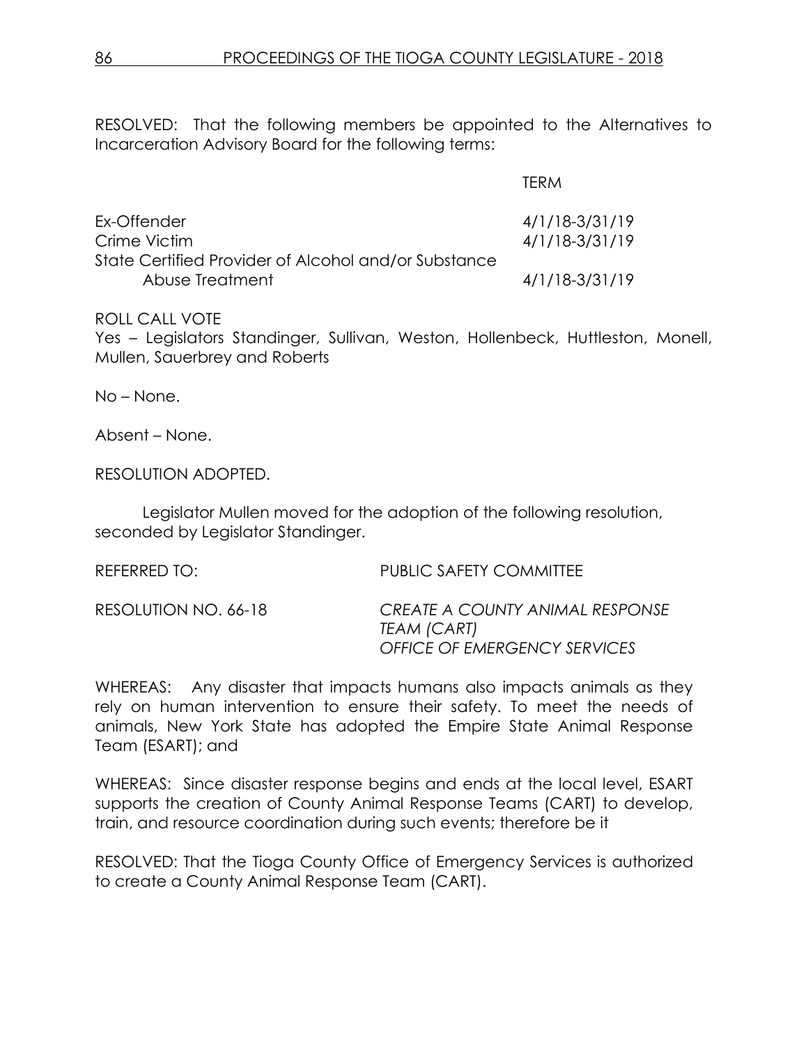RESOLVED: That the following members be appointed to the Alternatives to Incarceration Advisory Board for the following terms:

| | TERM |
|---|---|
| Ex-Offender | 4/1/18-3/31/19 |
| Crime Victim | 4/1/18-3/31/19 |
| State Certified Provider of Alcohol and/or Substance Abuse Treatment | 4/1/18-3/31/19 |

ROLL CALL VOTE
Yes – Legislators Standinger, Sullivan, Weston, Hollenbeck, Huttleston, Monell, Mullen, Sauerbrey and Roberts

No – None.

Absent – None.

RESOLUTION ADOPTED.

Legislator Mullen moved for the adoption of the following resolution, seconded by Legislator Standinger.

REFERRED TO: PUBLIC SAFETY COMMITTEE

RESOLUTION NO. 66-18 *CREATE A COUNTY ANIMAL RESPONSE TEAM (CART) OFFICE OF EMERGENCY SERVICES*

WHEREAS: Any disaster that impacts humans also impacts animals as they rely on human intervention to ensure their safety. To meet the needs of animals, New York State has adopted the Empire State Animal Response Team (ESART); and

WHEREAS: Since disaster response begins and ends at the local level, ESART supports the creation of County Animal Response Teams (CART) to develop, train, and resource coordination during such events; therefore be it

RESOLVED: That the Tioga County Office of Emergency Services is authorized to create a County Animal Response Team (CART).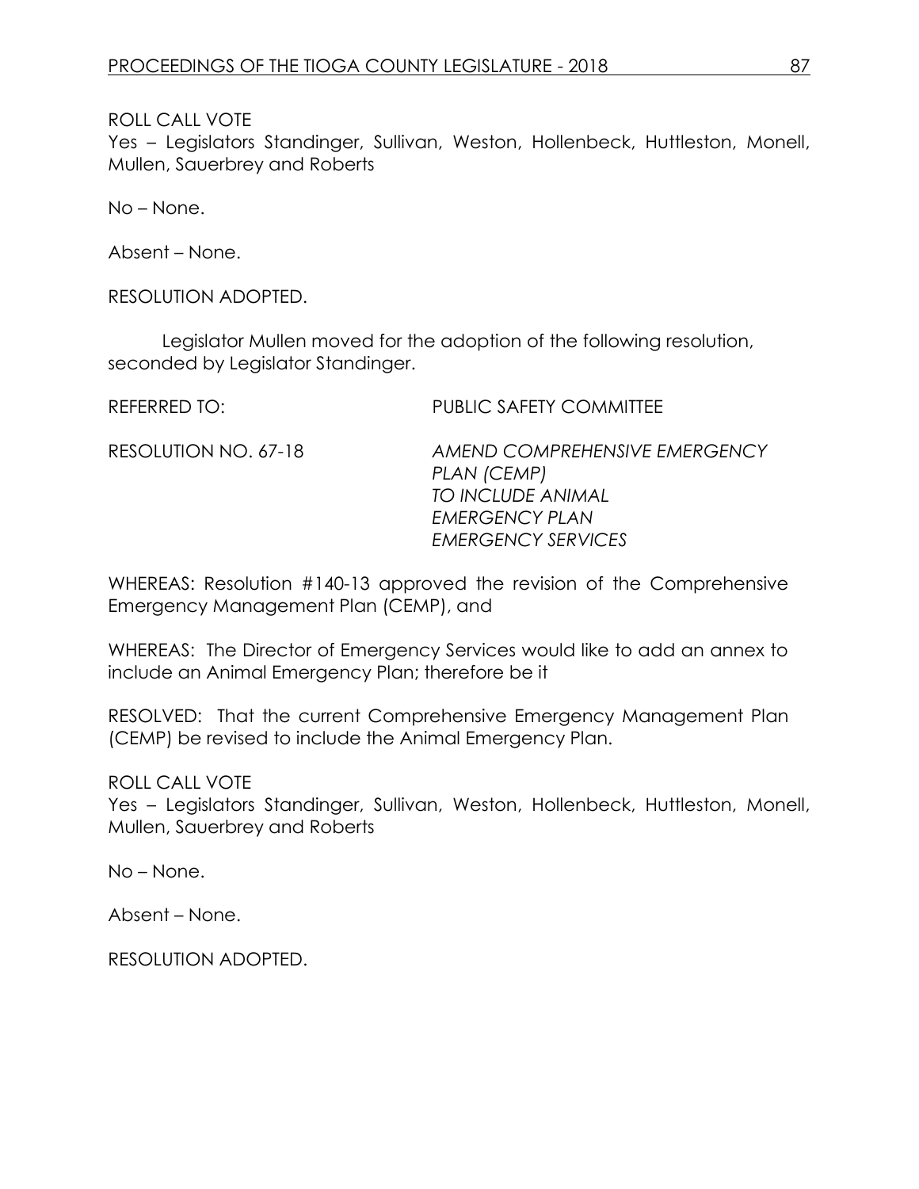ROLL CALL VOTE
Yes – Legislators Standinger, Sullivan, Weston, Hollenbeck, Huttleston, Monell, Mullen, Sauerbrey and Roberts

No – None.

Absent – None.

RESOLUTION ADOPTED.

Legislator Mullen moved for the adoption of the following resolution, seconded by Legislator Standinger.

REFERRED TO: PUBLIC SAFETY COMMITTEE

RESOLUTION NO. 67-18 *AMEND COMPREHENSIVE EMERGENCY PLAN (CEMP) TO INCLUDE ANIMAL EMERGENCY PLAN EMERGENCY SERVICES*

WHEREAS: Resolution #140-13 approved the revision of the Comprehensive Emergency Management Plan (CEMP), and

WHEREAS: The Director of Emergency Services would like to add an annex to include an Animal Emergency Plan; therefore be it

RESOLVED: That the current Comprehensive Emergency Management Plan (CEMP) be revised to include the Animal Emergency Plan.

ROLL CALL VOTE
Yes – Legislators Standinger, Sullivan, Weston, Hollenbeck, Huttleston, Monell, Mullen, Sauerbrey and Roberts

No – None.

Absent – None.

RESOLUTION ADOPTED.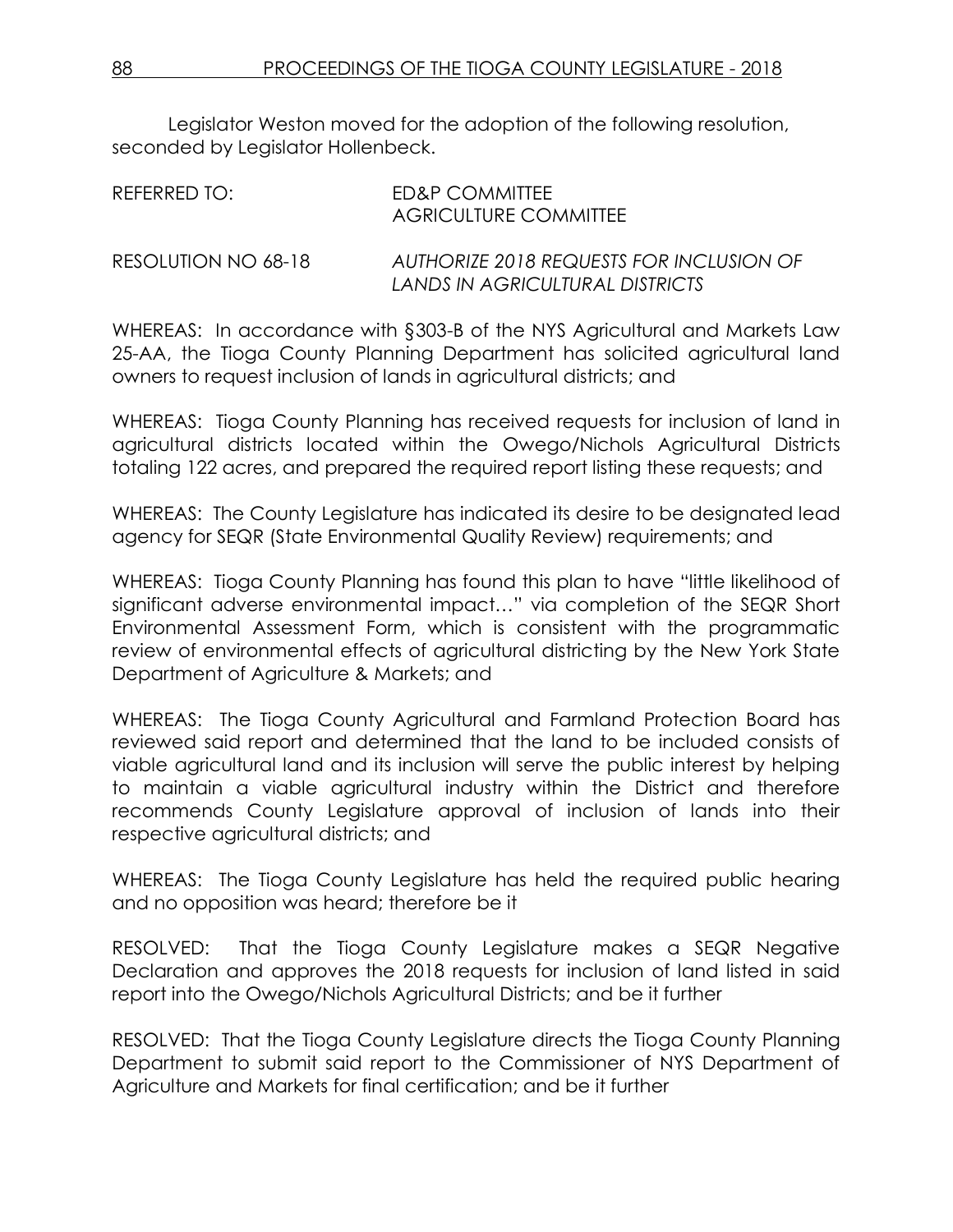Legislator Weston moved for the adoption of the following resolution, seconded by Legislator Hollenbeck.

REFERRED TO: ED&P COMMITTEE
AGRICULTURE COMMITTEE

RESOLUTION NO 68-18 *AUTHORIZE 2018 REQUESTS FOR INCLUSION OF LANDS IN AGRICULTURAL DISTRICTS*

WHEREAS: In accordance with §303-B of the NYS Agricultural and Markets Law 25-AA, the Tioga County Planning Department has solicited agricultural land owners to request inclusion of lands in agricultural districts; and

WHEREAS: Tioga County Planning has received requests for inclusion of land in agricultural districts located within the Owego/Nichols Agricultural Districts totaling 122 acres, and prepared the required report listing these requests; and

WHEREAS: The County Legislature has indicated its desire to be designated lead agency for SEQR (State Environmental Quality Review) requirements; and

WHEREAS: Tioga County Planning has found this plan to have "little likelihood of significant adverse environmental impact…" via completion of the SEQR Short Environmental Assessment Form, which is consistent with the programmatic review of environmental effects of agricultural districting by the New York State Department of Agriculture & Markets; and

WHEREAS: The Tioga County Agricultural and Farmland Protection Board has reviewed said report and determined that the land to be included consists of viable agricultural land and its inclusion will serve the public interest by helping to maintain a viable agricultural industry within the District and therefore recommends County Legislature approval of inclusion of lands into their respective agricultural districts; and

WHEREAS: The Tioga County Legislature has held the required public hearing and no opposition was heard; therefore be it

RESOLVED: That the Tioga County Legislature makes a SEQR Negative Declaration and approves the 2018 requests for inclusion of land listed in said report into the Owego/Nichols Agricultural Districts; and be it further

RESOLVED: That the Tioga County Legislature directs the Tioga County Planning Department to submit said report to the Commissioner of NYS Department of Agriculture and Markets for final certification; and be it further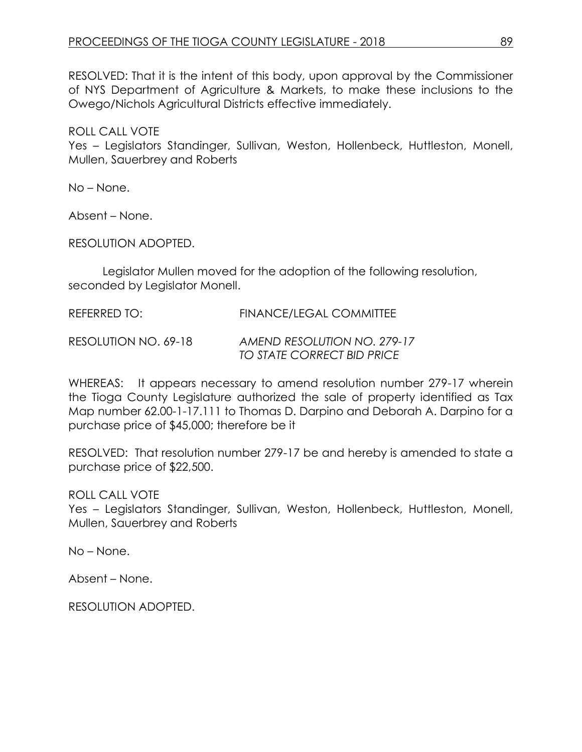RESOLVED: That it is the intent of this body, upon approval by the Commissioner of NYS Department of Agriculture & Markets, to make these inclusions to the Owego/Nichols Agricultural Districts effective immediately.

ROLL CALL VOTE
Yes – Legislators Standinger, Sullivan, Weston, Hollenbeck, Huttleston, Monell, Mullen, Sauerbrey and Roberts

No – None.

Absent – None.

RESOLUTION ADOPTED.

Legislator Mullen moved for the adoption of the following resolution, seconded by Legislator Monell.

REFERRED TO: FINANCE/LEGAL COMMITTEE

RESOLUTION NO. 69-18 *AMEND RESOLUTION NO. 279-17 TO STATE CORRECT BID PRICE*

WHEREAS: It appears necessary to amend resolution number 279-17 wherein the Tioga County Legislature authorized the sale of property identified as Tax Map number 62.00-1-17.111 to Thomas D. Darpino and Deborah A. Darpino for a purchase price of $45,000; therefore be it

RESOLVED: That resolution number 279-17 be and hereby is amended to state a purchase price of $22,500.

ROLL CALL VOTE
Yes – Legislators Standinger, Sullivan, Weston, Hollenbeck, Huttleston, Monell, Mullen, Sauerbrey and Roberts

No – None.

Absent – None.

RESOLUTION ADOPTED.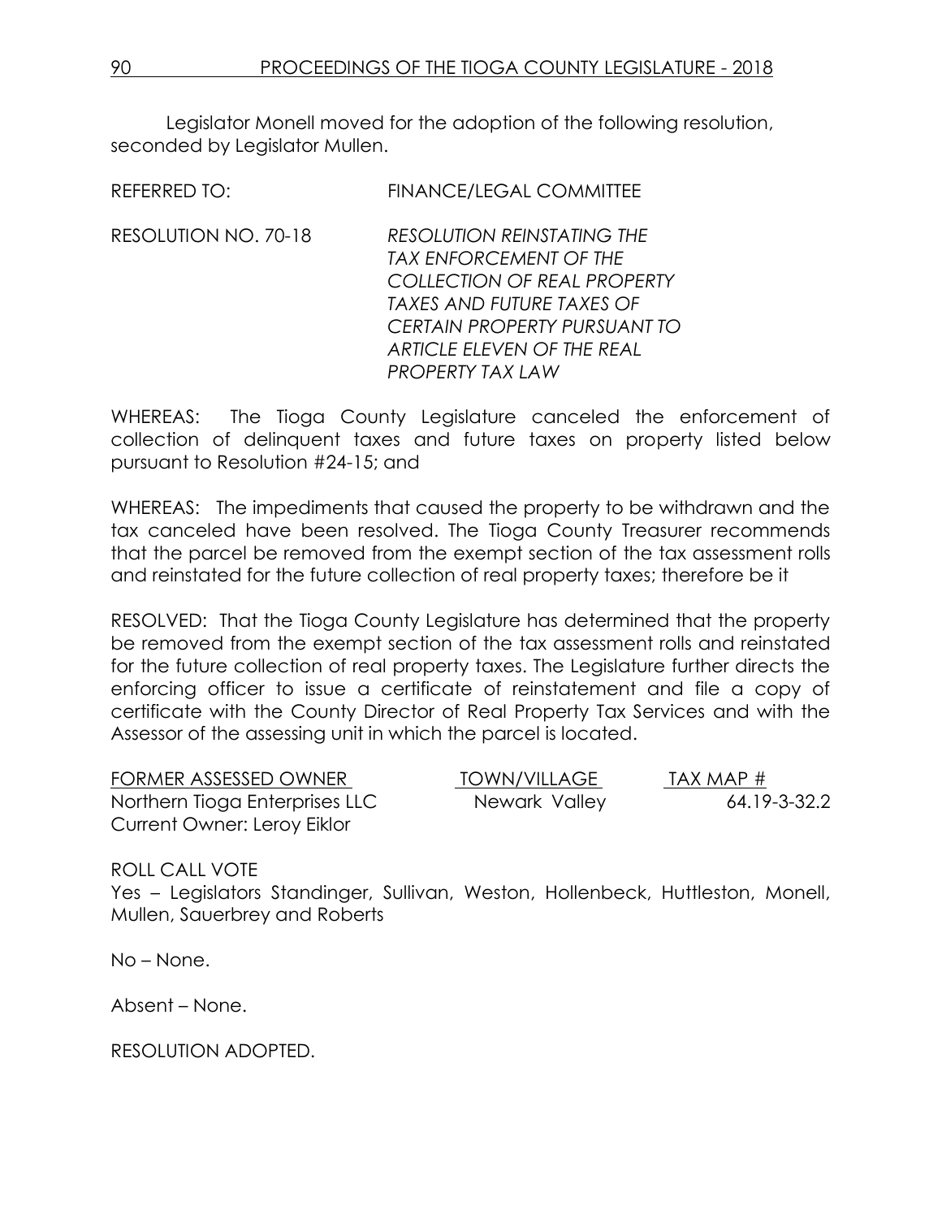Legislator Monell moved for the adoption of the following resolution, seconded by Legislator Mullen.

REFERRED TO: FINANCE/LEGAL COMMITTEE

RESOLUTION NO. 70-18 *RESOLUTION REINSTATING THE TAX ENFORCEMENT OF THE COLLECTION OF REAL PROPERTY TAXES AND FUTURE TAXES OF CERTAIN PROPERTY PURSUANT TO ARTICLE ELEVEN OF THE REAL PROPERTY TAX LAW*

WHEREAS: The Tioga County Legislature canceled the enforcement of collection of delinquent taxes and future taxes on property listed below pursuant to Resolution #24-15; and

WHEREAS: The impediments that caused the property to be withdrawn and the tax canceled have been resolved. The Tioga County Treasurer recommends that the parcel be removed from the exempt section of the tax assessment rolls and reinstated for the future collection of real property taxes; therefore be it

RESOLVED: That the Tioga County Legislature has determined that the property be removed from the exempt section of the tax assessment rolls and reinstated for the future collection of real property taxes. The Legislature further directs the enforcing officer to issue a certificate of reinstatement and file a copy of certificate with the County Director of Real Property Tax Services and with the Assessor of the assessing unit in which the parcel is located.

| FORMER ASSESSED OWNER | TOWN/VILLAGE | TAX MAP # |
|---|---|---|
| Northern Tioga Enterprises LLC<br>Current Owner: Leroy Eiklor | Newark Valley | 64.19-3-32.2 |

ROLL CALL VOTE
Yes – Legislators Standinger, Sullivan, Weston, Hollenbeck, Huttleston, Monell, Mullen, Sauerbrey and Roberts

No – None.

Absent – None.

RESOLUTION ADOPTED.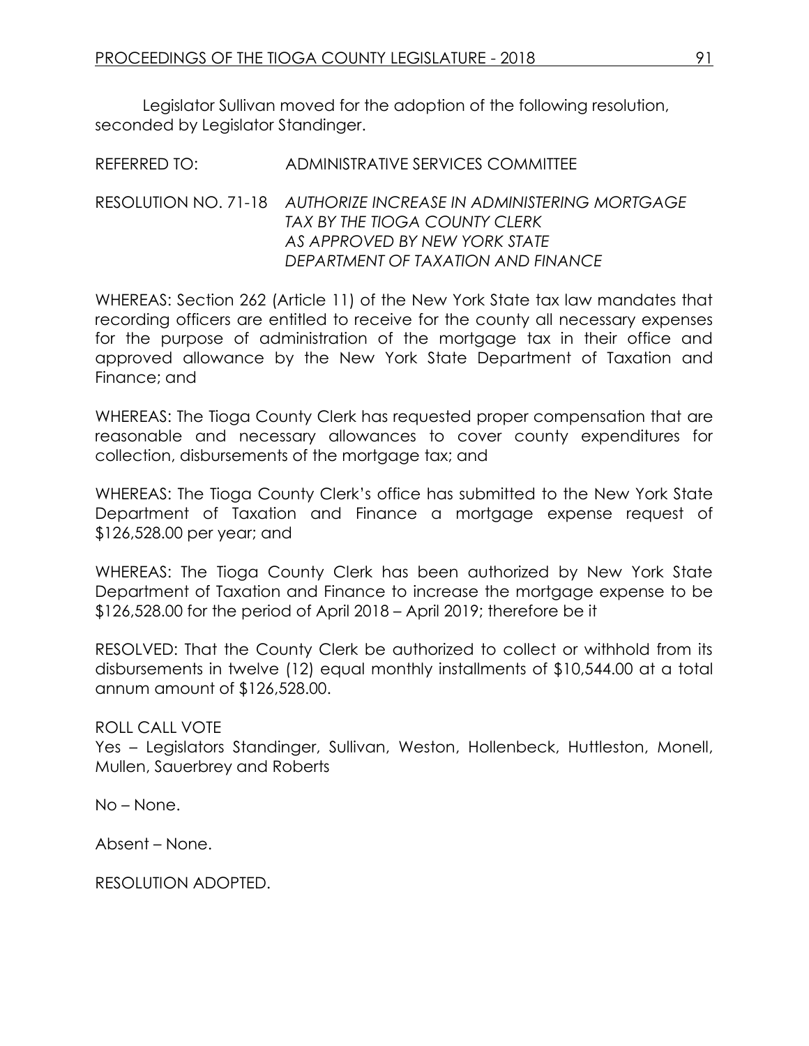Legislator Sullivan moved for the adoption of the following resolution, seconded by Legislator Standinger.

REFERRED TO: ADMINISTRATIVE SERVICES COMMITTEE

RESOLUTION NO. 71-18 *AUTHORIZE INCREASE IN ADMINISTERING MORTGAGE TAX BY THE TIOGA COUNTY CLERK AS APPROVED BY NEW YORK STATE DEPARTMENT OF TAXATION AND FINANCE*

WHEREAS: Section 262 (Article 11) of the New York State tax law mandates that recording officers are entitled to receive for the county all necessary expenses for the purpose of administration of the mortgage tax in their office and approved allowance by the New York State Department of Taxation and Finance; and

WHEREAS: The Tioga County Clerk has requested proper compensation that are reasonable and necessary allowances to cover county expenditures for collection, disbursements of the mortgage tax; and

WHEREAS: The Tioga County Clerk's office has submitted to the New York State Department of Taxation and Finance a mortgage expense request of $126,528.00 per year; and

WHEREAS: The Tioga County Clerk has been authorized by New York State Department of Taxation and Finance to increase the mortgage expense to be $126,528.00 for the period of April 2018 – April 2019; therefore be it

RESOLVED: That the County Clerk be authorized to collect or withhold from its disbursements in twelve (12) equal monthly installments of $10,544.00 at a total annum amount of $126,528.00.

ROLL CALL VOTE

Yes – Legislators Standinger, Sullivan, Weston, Hollenbeck, Huttleston, Monell, Mullen, Sauerbrey and Roberts

No – None.

Absent – None.

RESOLUTION ADOPTED.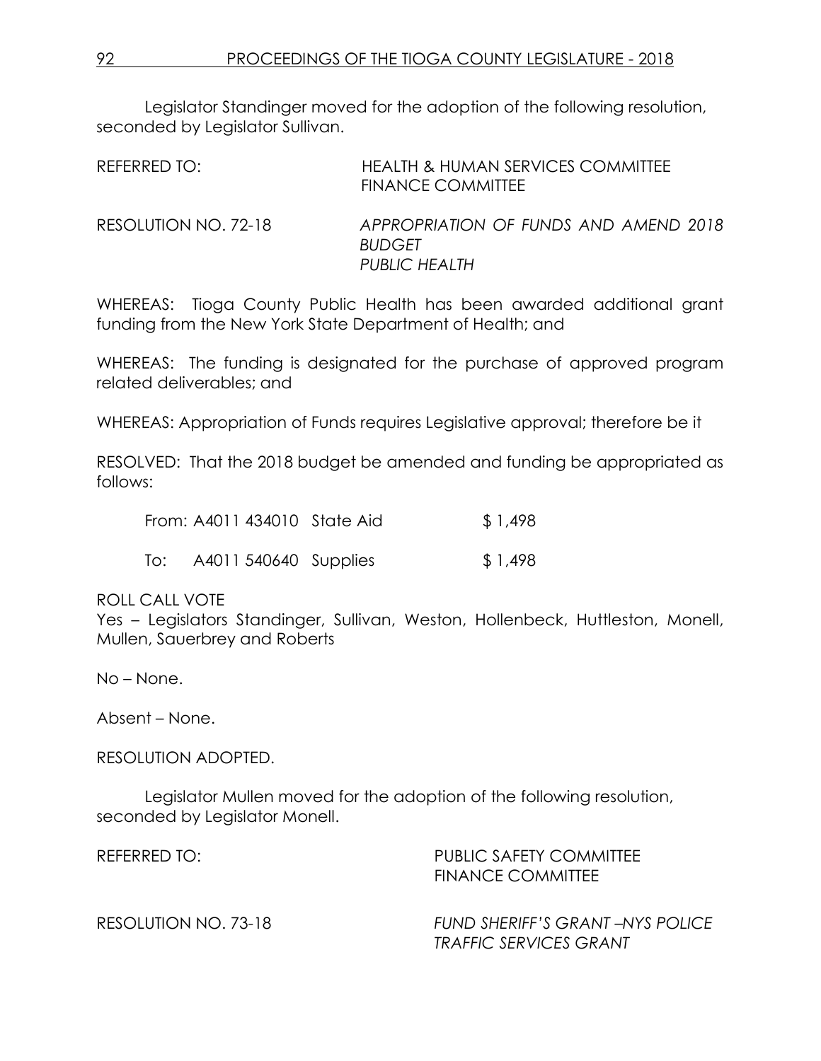Legislator Standinger moved for the adoption of the following resolution, seconded by Legislator Sullivan.

REFERRED TO: HEALTH & HUMAN SERVICES COMMITTEE
FINANCE COMMITTEE

RESOLUTION NO. 72-18 *APPROPRIATION OF FUNDS AND AMEND 2018 BUDGET PUBLIC HEALTH*

WHEREAS: Tioga County Public Health has been awarded additional grant funding from the New York State Department of Health; and

WHEREAS: The funding is designated for the purchase of approved program related deliverables; and

WHEREAS: Appropriation of Funds requires Legislative approval; therefore be it

RESOLVED: That the 2018 budget be amended and funding be appropriated as follows:

| | | | |
|---|---|---|---|
| From: | A4011 434010 | State Aid | $ 1,498 |
| To: | A4011 540640 | Supplies | $ 1,498 |

ROLL CALL VOTE
Yes – Legislators Standinger, Sullivan, Weston, Hollenbeck, Huttleston, Monell, Mullen, Sauerbrey and Roberts

No – None.

Absent – None.

RESOLUTION ADOPTED.

Legislator Mullen moved for the adoption of the following resolution, seconded by Legislator Monell.

REFERRED TO: PUBLIC SAFETY COMMITTEE
FINANCE COMMITTEE

RESOLUTION NO. 73-18 *FUND SHERIFF'S GRANT –NYS POLICE TRAFFIC SERVICES GRANT*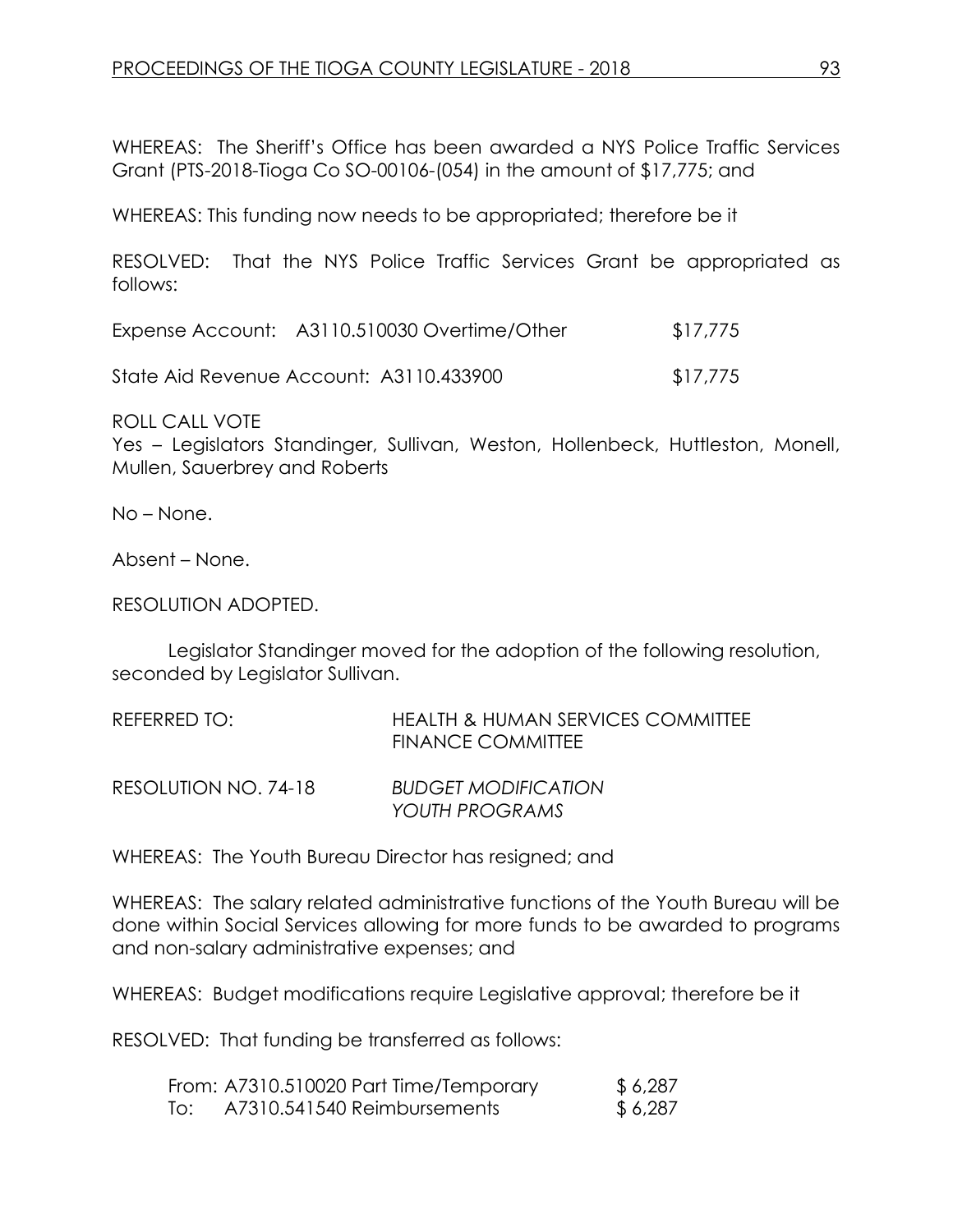WHEREAS: The Sheriff's Office has been awarded a NYS Police Traffic Services Grant (PTS-2018-Tioga Co SO-00106-(054) in the amount of $17,775; and

WHEREAS: This funding now needs to be appropriated; therefore be it

RESOLVED: That the NYS Police Traffic Services Grant be appropriated as follows:

Expense Account: A3110.510030 Overtime/Other $17,775

State Aid Revenue Account: A3110.433900 $17,775

ROLL CALL VOTE
Yes – Legislators Standinger, Sullivan, Weston, Hollenbeck, Huttleston, Monell, Mullen, Sauerbrey and Roberts

No – None.

Absent – None.

RESOLUTION ADOPTED.

Legislator Standinger moved for the adoption of the following resolution, seconded by Legislator Sullivan.

REFERRED TO: HEALTH & HUMAN SERVICES COMMITTEE
FINANCE COMMITTEE

RESOLUTION NO. 74-18 *BUDGET MODIFICATION*
*YOUTH PROGRAMS*

WHEREAS: The Youth Bureau Director has resigned; and

WHEREAS: The salary related administrative functions of the Youth Bureau will be done within Social Services allowing for more funds to be awarded to programs and non-salary administrative expenses; and

WHEREAS: Budget modifications require Legislative approval; therefore be it

RESOLVED: That funding be transferred as follows:

From: A7310.510020 Part Time/Temporary $ 6,287
To: A7310.541540 Reimbursements $ 6,287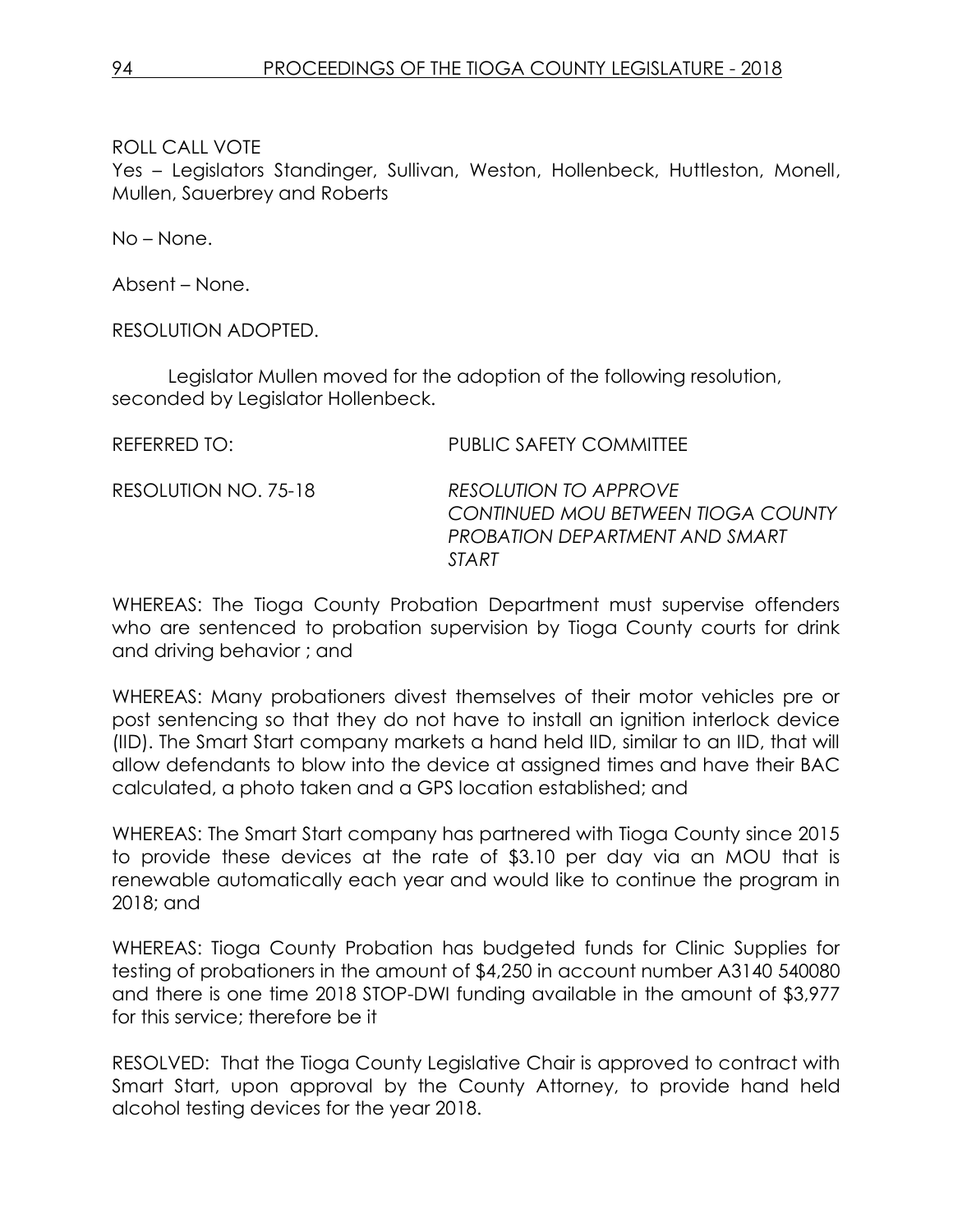ROLL CALL VOTE
Yes – Legislators Standinger, Sullivan, Weston, Hollenbeck, Huttleston, Monell, Mullen, Sauerbrey and Roberts

No – None.

Absent – None.

RESOLUTION ADOPTED.

Legislator Mullen moved for the adoption of the following resolution, seconded by Legislator Hollenbeck.

REFERRED TO: PUBLIC SAFETY COMMITTEE

RESOLUTION NO. 75-18 *RESOLUTION TO APPROVE CONTINUED MOU BETWEEN TIOGA COUNTY PROBATION DEPARTMENT AND SMART START*

WHEREAS: The Tioga County Probation Department must supervise offenders who are sentenced to probation supervision by Tioga County courts for drink and driving behavior ; and

WHEREAS: Many probationers divest themselves of their motor vehicles pre or post sentencing so that they do not have to install an ignition interlock device (IID). The Smart Start company markets a hand held IID, similar to an IID, that will allow defendants to blow into the device at assigned times and have their BAC calculated, a photo taken and a GPS location established; and

WHEREAS: The Smart Start company has partnered with Tioga County since 2015 to provide these devices at the rate of $3.10 per day via an MOU that is renewable automatically each year and would like to continue the program in 2018; and

WHEREAS: Tioga County Probation has budgeted funds for Clinic Supplies for testing of probationers in the amount of $4,250 in account number A3140 540080 and there is one time 2018 STOP-DWI funding available in the amount of $3,977 for this service; therefore be it

RESOLVED: That the Tioga County Legislative Chair is approved to contract with Smart Start, upon approval by the County Attorney, to provide hand held alcohol testing devices for the year 2018.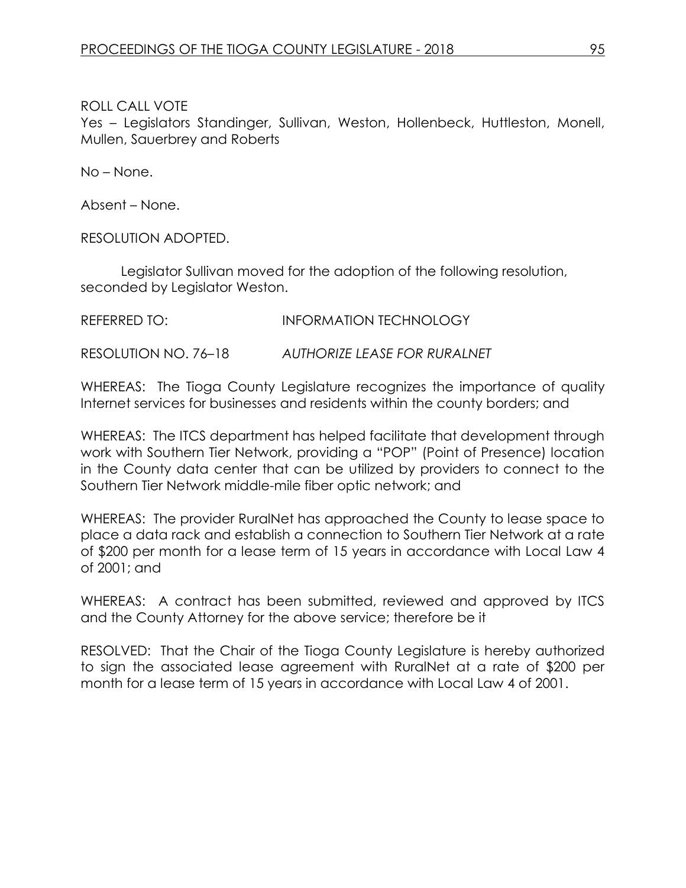ROLL CALL VOTE
Yes – Legislators Standinger, Sullivan, Weston, Hollenbeck, Huttleston, Monell, Mullen, Sauerbrey and Roberts

No – None.

Absent – None.

RESOLUTION ADOPTED.

Legislator Sullivan moved for the adoption of the following resolution, seconded by Legislator Weston.

REFERRED TO: INFORMATION TECHNOLOGY

RESOLUTION NO. 76–18 *AUTHORIZE LEASE FOR RURALNET*

WHEREAS: The Tioga County Legislature recognizes the importance of quality Internet services for businesses and residents within the county borders; and

WHEREAS: The ITCS department has helped facilitate that development through work with Southern Tier Network, providing a "POP" (Point of Presence) location in the County data center that can be utilized by providers to connect to the Southern Tier Network middle-mile fiber optic network; and

WHEREAS: The provider RuralNet has approached the County to lease space to place a data rack and establish a connection to Southern Tier Network at a rate of $200 per month for a lease term of 15 years in accordance with Local Law 4 of 2001; and

WHEREAS: A contract has been submitted, reviewed and approved by ITCS and the County Attorney for the above service; therefore be it

RESOLVED: That the Chair of the Tioga County Legislature is hereby authorized to sign the associated lease agreement with RuralNet at a rate of $200 per month for a lease term of 15 years in accordance with Local Law 4 of 2001.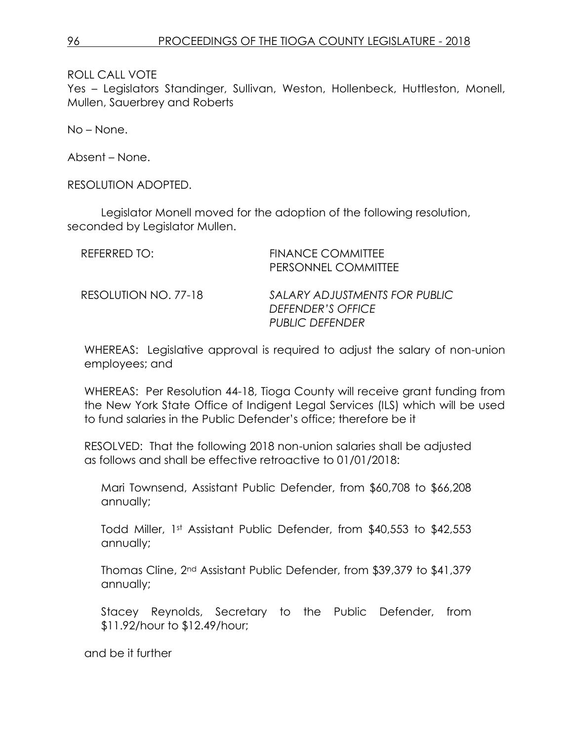ROLL CALL VOTE

Yes – Legislators Standinger, Sullivan, Weston, Hollenbeck, Huttleston, Monell, Mullen, Sauerbrey and Roberts

No – None.

Absent – None.

RESOLUTION ADOPTED.

Legislator Monell moved for the adoption of the following resolution, seconded by Legislator Mullen.

| | |
|---|---|
| REFERRED TO: | FINANCE COMMITTEE<br>PERSONNEL COMMITTEE |
| RESOLUTION NO. 77-18 | *SALARY ADJUSTMENTS FOR PUBLIC DEFENDER'S OFFICE*<br>*PUBLIC DEFENDER* |

WHEREAS: Legislative approval is required to adjust the salary of non-union employees; and

WHEREAS: Per Resolution 44-18, Tioga County will receive grant funding from the New York State Office of Indigent Legal Services (ILS) which will be used to fund salaries in the Public Defender's office; therefore be it

RESOLVED: That the following 2018 non-union salaries shall be adjusted as follows and shall be effective retroactive to 01/01/2018:

Mari Townsend, Assistant Public Defender, from $60,708 to $66,208 annually;

Todd Miller, 1st Assistant Public Defender, from $40,553 to $42,553 annually;

Thomas Cline, 2nd Assistant Public Defender, from $39,379 to $41,379 annually;

Stacey Reynolds, Secretary to the Public Defender, from $11.92/hour to $12.49/hour;

and be it further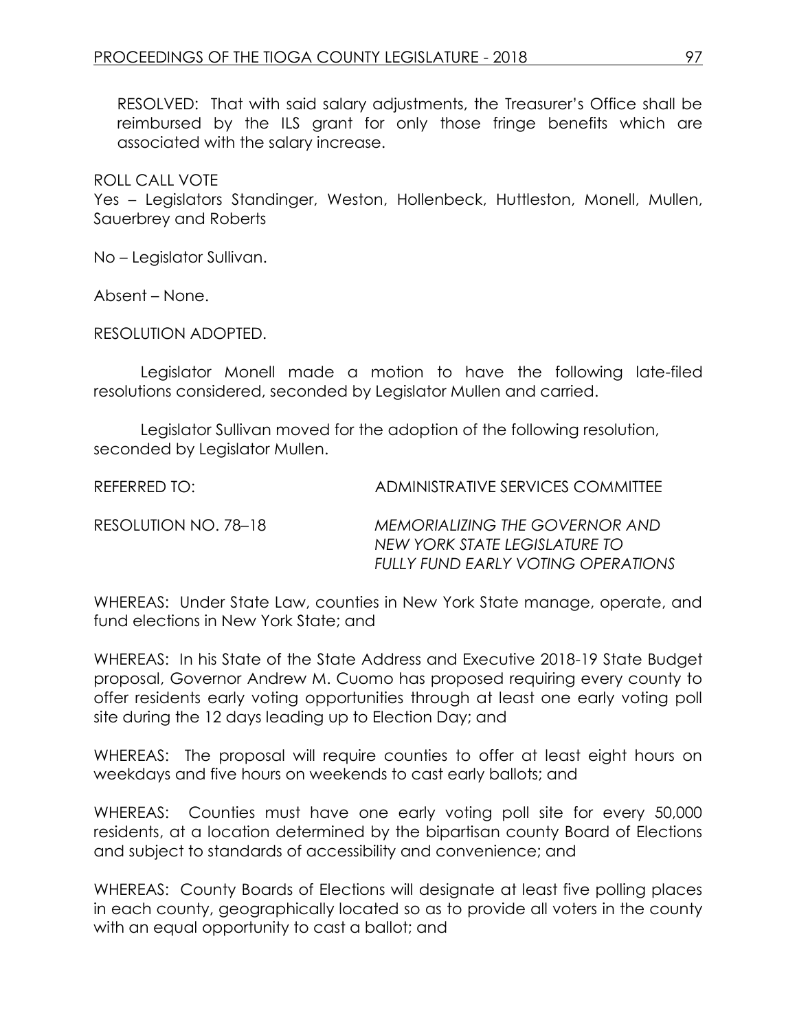RESOLVED: That with said salary adjustments, the Treasurer's Office shall be reimbursed by the ILS grant for only those fringe benefits which are associated with the salary increase.

ROLL CALL VOTE
Yes – Legislators Standinger, Weston, Hollenbeck, Huttleston, Monell, Mullen, Sauerbrey and Roberts

No – Legislator Sullivan.

Absent – None.

RESOLUTION ADOPTED.

Legislator Monell made a motion to have the following late-filed resolutions considered, seconded by Legislator Mullen and carried.

Legislator Sullivan moved for the adoption of the following resolution, seconded by Legislator Mullen.

REFERRED TO: ADMINISTRATIVE SERVICES COMMITTEE

RESOLUTION NO. 78–18 *MEMORIALIZING THE GOVERNOR AND NEW YORK STATE LEGISLATURE TO FULLY FUND EARLY VOTING OPERATIONS*

WHEREAS: Under State Law, counties in New York State manage, operate, and fund elections in New York State; and

WHEREAS: In his State of the State Address and Executive 2018-19 State Budget proposal, Governor Andrew M. Cuomo has proposed requiring every county to offer residents early voting opportunities through at least one early voting poll site during the 12 days leading up to Election Day; and

WHEREAS: The proposal will require counties to offer at least eight hours on weekdays and five hours on weekends to cast early ballots; and

WHEREAS: Counties must have one early voting poll site for every 50,000 residents, at a location determined by the bipartisan county Board of Elections and subject to standards of accessibility and convenience; and

WHEREAS: County Boards of Elections will designate at least five polling places in each county, geographically located so as to provide all voters in the county with an equal opportunity to cast a ballot; and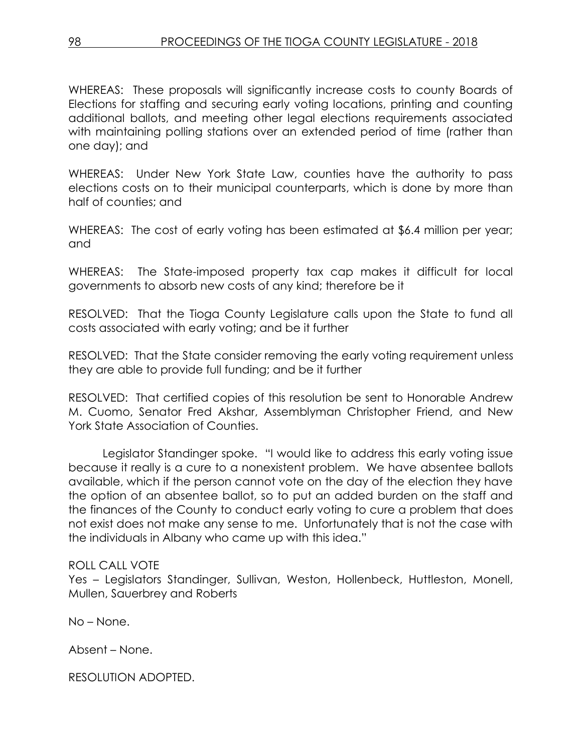WHEREAS: These proposals will significantly increase costs to county Boards of Elections for staffing and securing early voting locations, printing and counting additional ballots, and meeting other legal elections requirements associated with maintaining polling stations over an extended period of time (rather than one day); and

WHEREAS: Under New York State Law, counties have the authority to pass elections costs on to their municipal counterparts, which is done by more than half of counties; and

WHEREAS: The cost of early voting has been estimated at $6.4 million per year; and

WHEREAS: The State-imposed property tax cap makes it difficult for local governments to absorb new costs of any kind; therefore be it

RESOLVED: That the Tioga County Legislature calls upon the State to fund all costs associated with early voting; and be it further

RESOLVED: That the State consider removing the early voting requirement unless they are able to provide full funding; and be it further

RESOLVED: That certified copies of this resolution be sent to Honorable Andrew M. Cuomo, Senator Fred Akshar, Assemblyman Christopher Friend, and New York State Association of Counties.

Legislator Standinger spoke. "I would like to address this early voting issue because it really is a cure to a nonexistent problem. We have absentee ballots available, which if the person cannot vote on the day of the election they have the option of an absentee ballot, so to put an added burden on the staff and the finances of the County to conduct early voting to cure a problem that does not exist does not make any sense to me. Unfortunately that is not the case with the individuals in Albany who came up with this idea."

ROLL CALL VOTE
Yes – Legislators Standinger, Sullivan, Weston, Hollenbeck, Huttleston, Monell, Mullen, Sauerbrey and Roberts

No – None.

Absent – None.

RESOLUTION ADOPTED.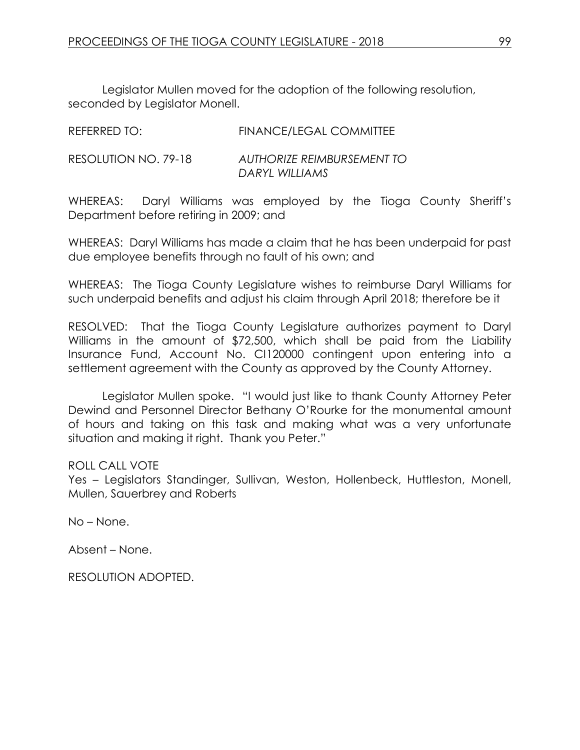Legislator Mullen moved for the adoption of the following resolution, seconded by Legislator Monell.

REFERRED TO: FINANCE/LEGAL COMMITTEE

RESOLUTION NO. 79-18 *AUTHORIZE REIMBURSEMENT TO DARYL WILLIAMS*

WHEREAS: Daryl Williams was employed by the Tioga County Sheriff's Department before retiring in 2009; and

WHEREAS: Daryl Williams has made a claim that he has been underpaid for past due employee benefits through no fault of his own; and

WHEREAS: The Tioga County Legislature wishes to reimburse Daryl Williams for such underpaid benefits and adjust his claim through April 2018; therefore be it

RESOLVED: That the Tioga County Legislature authorizes payment to Daryl Williams in the amount of $72,500, which shall be paid from the Liability Insurance Fund, Account No. CI120000 contingent upon entering into a settlement agreement with the County as approved by the County Attorney.

Legislator Mullen spoke. "I would just like to thank County Attorney Peter Dewind and Personnel Director Bethany O'Rourke for the monumental amount of hours and taking on this task and making what was a very unfortunate situation and making it right. Thank you Peter."

ROLL CALL VOTE
Yes – Legislators Standinger, Sullivan, Weston, Hollenbeck, Huttleston, Monell, Mullen, Sauerbrey and Roberts

No – None.

Absent – None.

RESOLUTION ADOPTED.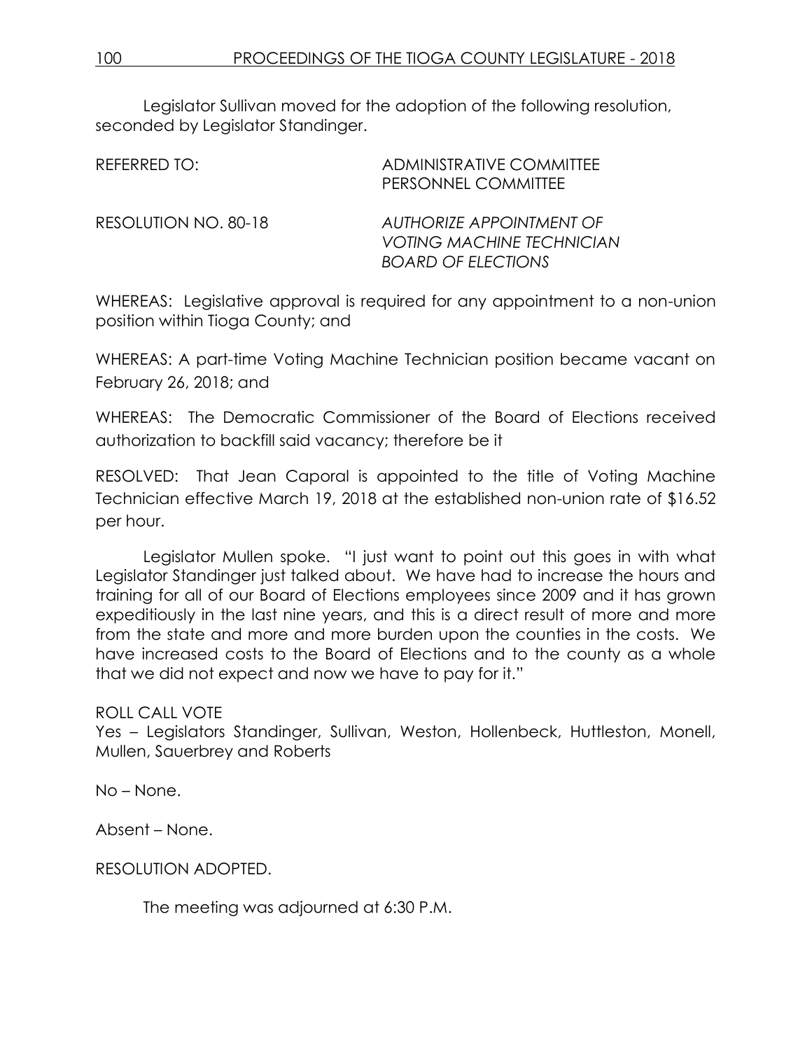Legislator Sullivan moved for the adoption of the following resolution, seconded by Legislator Standinger.

REFERRED TO: ADMINISTRATIVE COMMITTEE
PERSONNEL COMMITTEE

RESOLUTION NO. 80-18 *AUTHORIZE APPOINTMENT OF VOTING MACHINE TECHNICIAN BOARD OF ELECTIONS*

WHEREAS: Legislative approval is required for any appointment to a non-union position within Tioga County; and

WHEREAS: A part-time Voting Machine Technician position became vacant on February 26, 2018; and

WHEREAS: The Democratic Commissioner of the Board of Elections received authorization to backfill said vacancy; therefore be it

RESOLVED: That Jean Caporal is appointed to the title of Voting Machine Technician effective March 19, 2018 at the established non-union rate of $16.52 per hour.

Legislator Mullen spoke. "I just want to point out this goes in with what Legislator Standinger just talked about. We have had to increase the hours and training for all of our Board of Elections employees since 2009 and it has grown expeditiously in the last nine years, and this is a direct result of more and more from the state and more and more burden upon the counties in the costs. We have increased costs to the Board of Elections and to the county as a whole that we did not expect and now we have to pay for it."

ROLL CALL VOTE
Yes – Legislators Standinger, Sullivan, Weston, Hollenbeck, Huttleston, Monell, Mullen, Sauerbrey and Roberts

No – None.

Absent – None.

RESOLUTION ADOPTED.

The meeting was adjourned at 6:30 P.M.